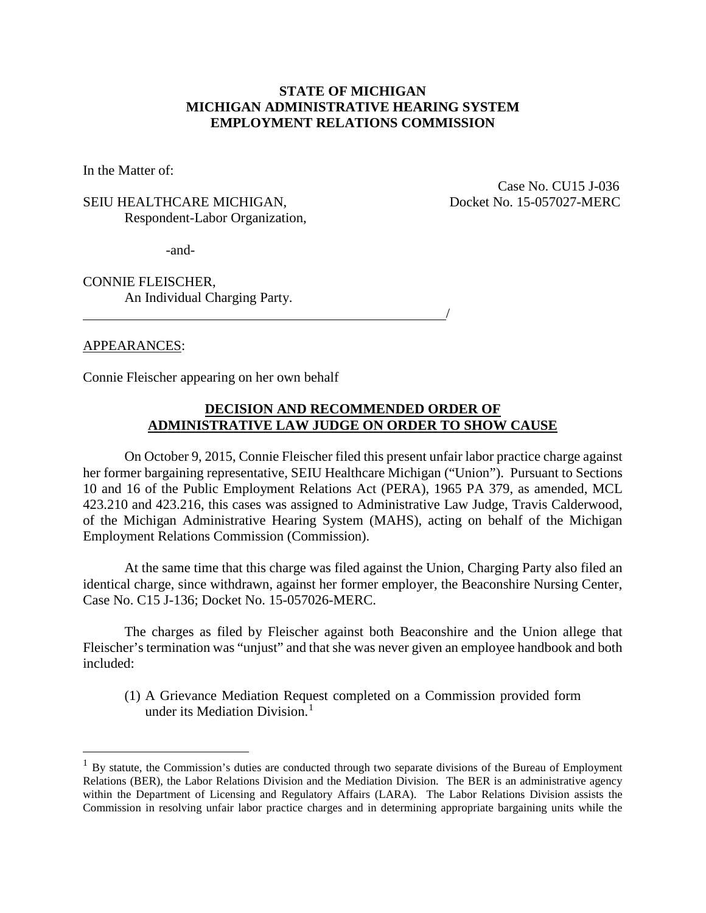**STATE OF MICHIGAN**
**MICHIGAN ADMINISTRATIVE HEARING SYSTEM**
**EMPLOYMENT RELATIONS COMMISSION**

In the Matter of:

SEIU HEALTHCARE MICHIGAN,
Respondent-Labor Organization,

Case No. CU15 J-036
Docket No. 15-057027-MERC

-and-

CONNIE FLEISCHER,
An Individual Charging Party.
_______________________________________________/

APPEARANCES:

Connie Fleischer appearing on her own behalf

**DECISION AND RECOMMENDED ORDER OF ADMINISTRATIVE LAW JUDGE ON ORDER TO SHOW CAUSE**

On October 9, 2015, Connie Fleischer filed this present unfair labor practice charge against her former bargaining representative, SEIU Healthcare Michigan ("Union"). Pursuant to Sections 10 and 16 of the Public Employment Relations Act (PERA), 1965 PA 379, as amended, MCL 423.210 and 423.216, this cases was assigned to Administrative Law Judge, Travis Calderwood, of the Michigan Administrative Hearing System (MAHS), acting on behalf of the Michigan Employment Relations Commission (Commission).

At the same time that this charge was filed against the Union, Charging Party also filed an identical charge, since withdrawn, against her former employer, the Beaconshire Nursing Center, Case No. C15 J-136; Docket No. 15-057026-MERC.

The charges as filed by Fleischer against both Beaconshire and the Union allege that Fleischer's termination was "unjust" and that she was never given an employee handbook and both included:

(1) A Grievance Mediation Request completed on a Commission provided form under its Mediation Division.[1]

[1] By statute, the Commission's duties are conducted through two separate divisions of the Bureau of Employment Relations (BER), the Labor Relations Division and the Mediation Division. The BER is an administrative agency within the Department of Licensing and Regulatory Affairs (LARA). The Labor Relations Division assists the Commission in resolving unfair labor practice charges and in determining appropriate bargaining units while the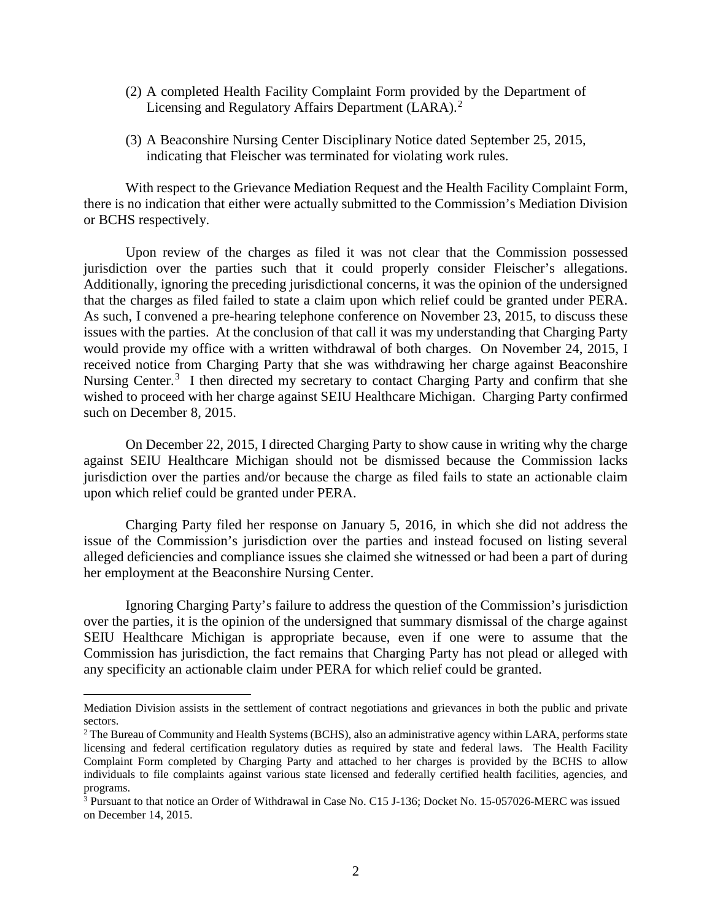(2) A completed Health Facility Complaint Form provided by the Department of Licensing and Regulatory Affairs Department (LARA).[2]

(3) A Beaconshire Nursing Center Disciplinary Notice dated September 25, 2015, indicating that Fleischer was terminated for violating work rules.

With respect to the Grievance Mediation Request and the Health Facility Complaint Form, there is no indication that either were actually submitted to the Commission's Mediation Division or BCHS respectively.

Upon review of the charges as filed it was not clear that the Commission possessed jurisdiction over the parties such that it could properly consider Fleischer's allegations. Additionally, ignoring the preceding jurisdictional concerns, it was the opinion of the undersigned that the charges as filed failed to state a claim upon which relief could be granted under PERA. As such, I convened a pre-hearing telephone conference on November 23, 2015, to discuss these issues with the parties. At the conclusion of that call it was my understanding that Charging Party would provide my office with a written withdrawal of both charges. On November 24, 2015, I received notice from Charging Party that she was withdrawing her charge against Beaconshire Nursing Center.[3] I then directed my secretary to contact Charging Party and confirm that she wished to proceed with her charge against SEIU Healthcare Michigan. Charging Party confirmed such on December 8, 2015.

On December 22, 2015, I directed Charging Party to show cause in writing why the charge against SEIU Healthcare Michigan should not be dismissed because the Commission lacks jurisdiction over the parties and/or because the charge as filed fails to state an actionable claim upon which relief could be granted under PERA.

Charging Party filed her response on January 5, 2016, in which she did not address the issue of the Commission's jurisdiction over the parties and instead focused on listing several alleged deficiencies and compliance issues she claimed she witnessed or had been a part of during her employment at the Beaconshire Nursing Center.

Ignoring Charging Party's failure to address the question of the Commission's jurisdiction over the parties, it is the opinion of the undersigned that summary dismissal of the charge against SEIU Healthcare Michigan is appropriate because, even if one were to assume that the Commission has jurisdiction, the fact remains that Charging Party has not plead or alleged with any specificity an actionable claim under PERA for which relief could be granted.

---

Mediation Division assists in the settlement of contract negotiations and grievances in both the public and private sectors.

[2] The Bureau of Community and Health Systems (BCHS), also an administrative agency within LARA, performs state licensing and federal certification regulatory duties as required by state and federal laws. The Health Facility Complaint Form completed by Charging Party and attached to her charges is provided by the BCHS to allow individuals to file complaints against various state licensed and federally certified health facilities, agencies, and programs.

[3] Pursuant to that notice an Order of Withdrawal in Case No. C15 J-136; Docket No. 15-057026-MERC was issued on December 14, 2015.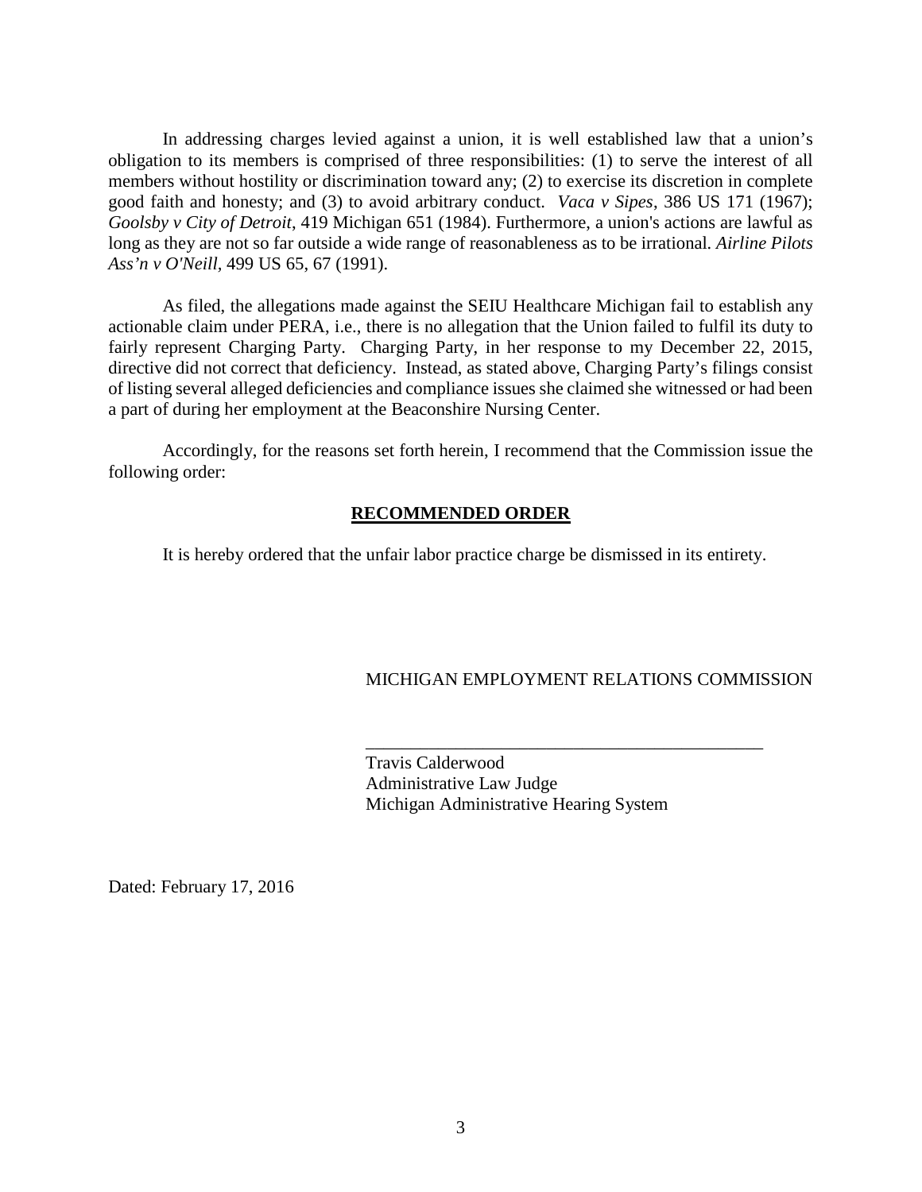In addressing charges levied against a union, it is well established law that a union's obligation to its members is comprised of three responsibilities: (1) to serve the interest of all members without hostility or discrimination toward any; (2) to exercise its discretion in complete good faith and honesty; and (3) to avoid arbitrary conduct. *Vaca v Sipes*, 386 US 171 (1967); *Goolsby v City of Detroit*, 419 Michigan 651 (1984). Furthermore, a union's actions are lawful as long as they are not so far outside a wide range of reasonableness as to be irrational. *Airline Pilots Ass'n v O'Neill*, 499 US 65, 67 (1991).

As filed, the allegations made against the SEIU Healthcare Michigan fail to establish any actionable claim under PERA, i.e., there is no allegation that the Union failed to fulfil its duty to fairly represent Charging Party. Charging Party, in her response to my December 22, 2015, directive did not correct that deficiency. Instead, as stated above, Charging Party's filings consist of listing several alleged deficiencies and compliance issues she claimed she witnessed or had been a part of during her employment at the Beaconshire Nursing Center.

Accordingly, for the reasons set forth herein, I recommend that the Commission issue the following order:

## **RECOMMENDED ORDER**

It is hereby ordered that the unfair labor practice charge be dismissed in its entirety.

MICHIGAN EMPLOYMENT RELATIONS COMMISSION

\_\_\_\_\_\_\_\_\_\_\_\_\_\_\_\_\_\_\_\_\_\_\_\_\_\_\_\_\_\_\_\_\_\_\_\_\_\_\_\_\_\_\_\_\_\_

Travis Calderwood  
Administrative Law Judge  
Michigan Administrative Hearing System

Dated: February 17, 2016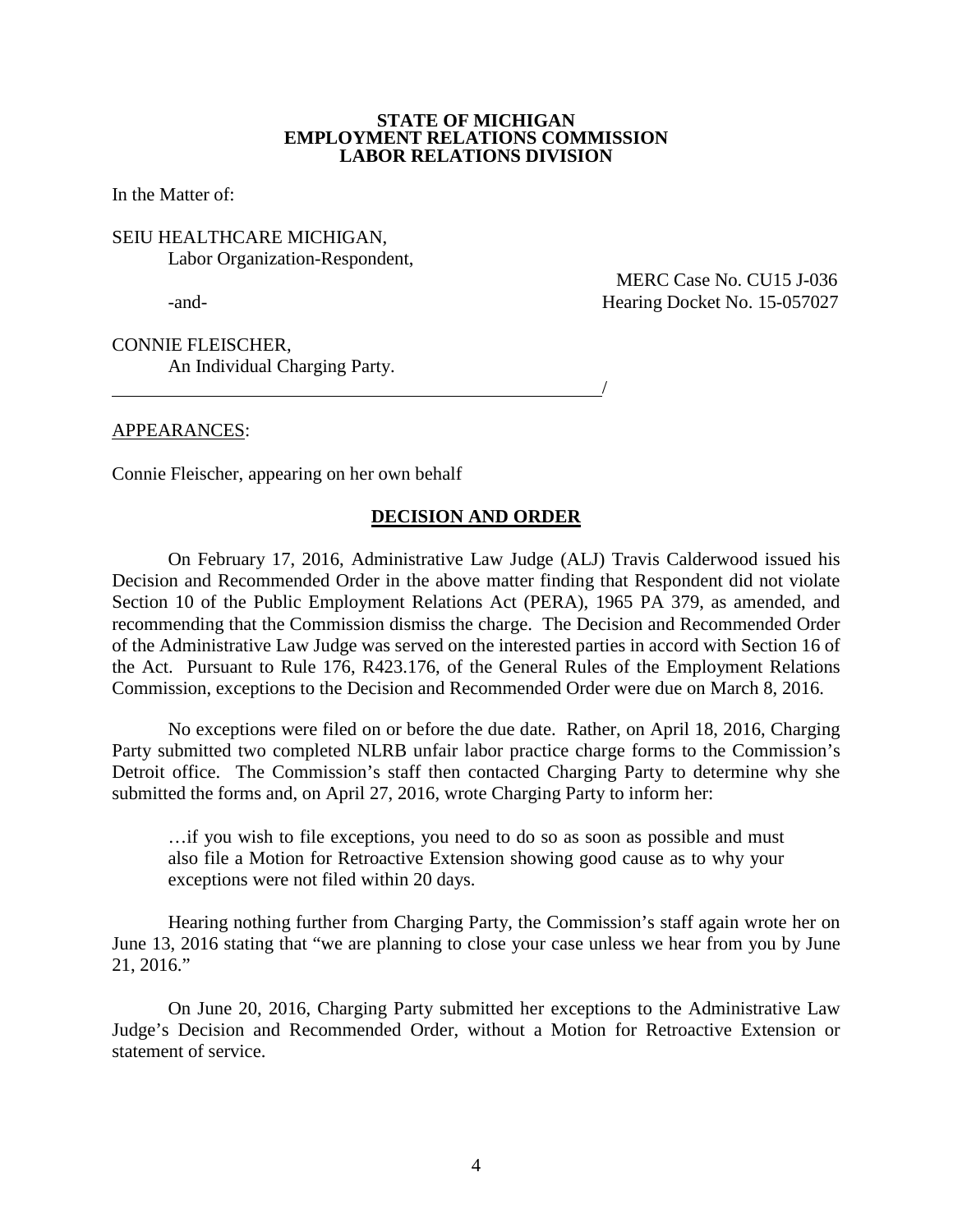**STATE OF MICHIGAN**
**EMPLOYMENT RELATIONS COMMISSION**
**LABOR RELATIONS DIVISION**

In the Matter of:

SEIU HEALTHCARE MICHIGAN,
Labor Organization-Respondent,

MERC Case No. CU15 J-036
Hearing Docket No. 15-057027

-and-

CONNIE FLEISCHER,
An Individual Charging Party.
_______________________________________________/

APPEARANCES:

Connie Fleischer, appearing on her own behalf

## DECISION AND ORDER

On February 17, 2016, Administrative Law Judge (ALJ) Travis Calderwood issued his Decision and Recommended Order in the above matter finding that Respondent did not violate Section 10 of the Public Employment Relations Act (PERA), 1965 PA 379, as amended, and recommending that the Commission dismiss the charge. The Decision and Recommended Order of the Administrative Law Judge was served on the interested parties in accord with Section 16 of the Act. Pursuant to Rule 176, R423.176, of the General Rules of the Employment Relations Commission, exceptions to the Decision and Recommended Order were due on March 8, 2016.

No exceptions were filed on or before the due date. Rather, on April 18, 2016, Charging Party submitted two completed NLRB unfair labor practice charge forms to the Commission's Detroit office. The Commission's staff then contacted Charging Party to determine why she submitted the forms and, on April 27, 2016, wrote Charging Party to inform her:

> …if you wish to file exceptions, you need to do so as soon as possible and must also file a Motion for Retroactive Extension showing good cause as to why your exceptions were not filed within 20 days.

Hearing nothing further from Charging Party, the Commission's staff again wrote her on June 13, 2016 stating that "we are planning to close your case unless we hear from you by June 21, 2016."

On June 20, 2016, Charging Party submitted her exceptions to the Administrative Law Judge's Decision and Recommended Order, without a Motion for Retroactive Extension or statement of service.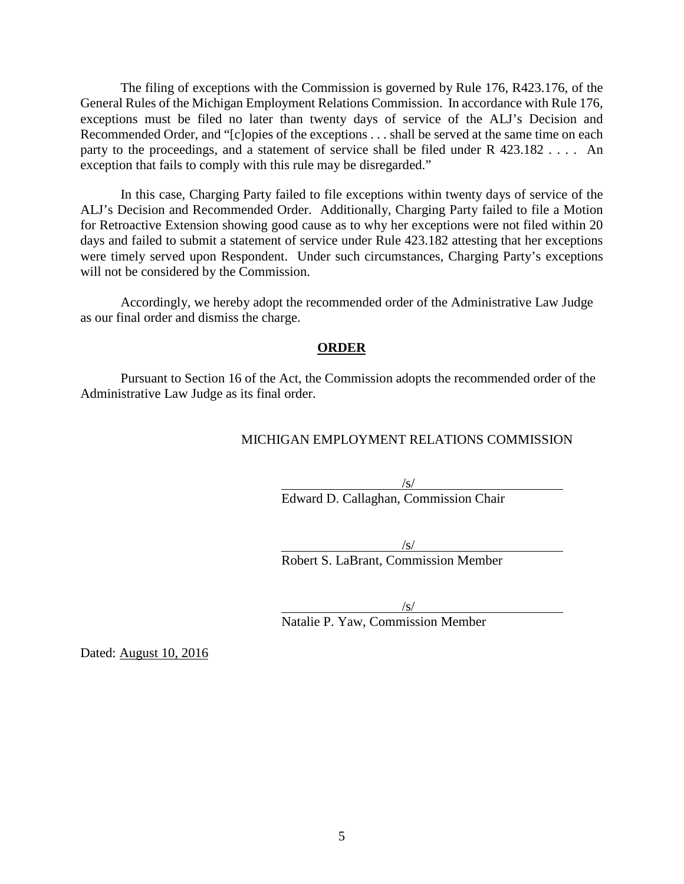The filing of exceptions with the Commission is governed by Rule 176, R423.176, of the General Rules of the Michigan Employment Relations Commission. In accordance with Rule 176, exceptions must be filed no later than twenty days of service of the ALJ's Decision and Recommended Order, and "[c]opies of the exceptions . . . shall be served at the same time on each party to the proceedings, and a statement of service shall be filed under R 423.182 . . . . An exception that fails to comply with this rule may be disregarded."

In this case, Charging Party failed to file exceptions within twenty days of service of the ALJ's Decision and Recommended Order. Additionally, Charging Party failed to file a Motion for Retroactive Extension showing good cause as to why her exceptions were not filed within 20 days and failed to submit a statement of service under Rule 423.182 attesting that her exceptions were timely served upon Respondent. Under such circumstances, Charging Party's exceptions will not be considered by the Commission.

Accordingly, we hereby adopt the recommended order of the Administrative Law Judge as our final order and dismiss the charge.

## ORDER

Pursuant to Section 16 of the Act, the Commission adopts the recommended order of the Administrative Law Judge as its final order.

MICHIGAN EMPLOYMENT RELATIONS COMMISSION

/s/
Edward D. Callaghan, Commission Chair

/s/
Robert S. LaBrant, Commission Member

/s/
Natalie P. Yaw, Commission Member

Dated: August 10, 2016